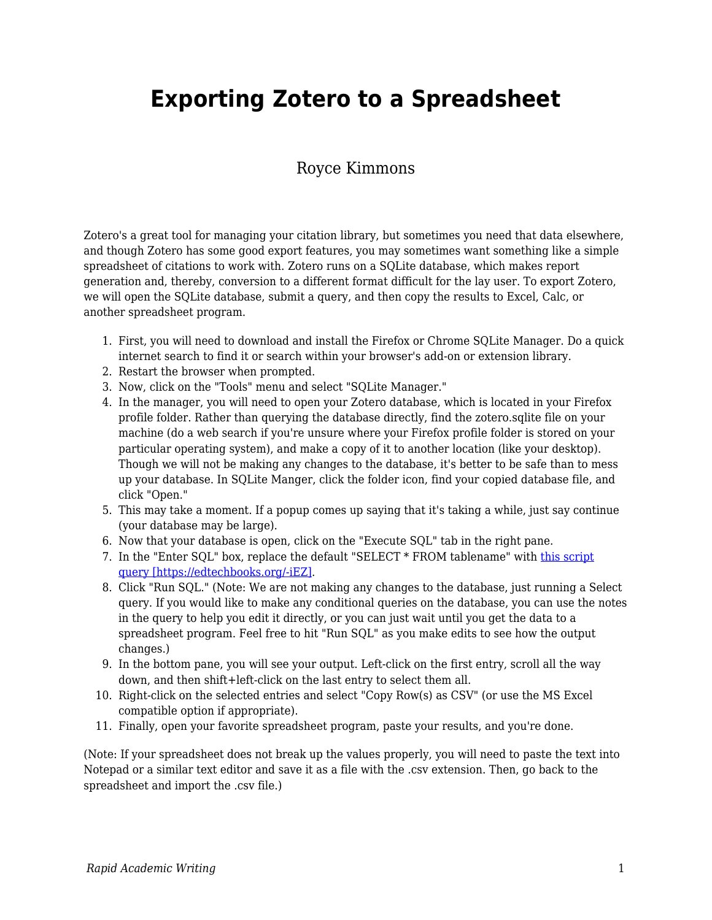# Exporting Zotero to a Spreadsheet

Royce Kimmons

Zotero's a great tool for managing your citation library, but sometimes you need that data elsewhere, and though Zotero has some good export features, you may sometimes want something like a simple spreadsheet of citations to work with. Zotero runs on a SQLite database, which makes report generation and, thereby, conversion to a different format difficult for the lay user. To export Zotero, we will open the SQLite database, submit a query, and then copy the results to Excel, Calc, or another spreadsheet program.

1. First, you will need to download and install the Firefox or Chrome SQLite Manager. Do a quick internet search to find it or search within your browser's add-on or extension library.
2. Restart the browser when prompted.
3. Now, click on the "Tools" menu and select "SQLite Manager."
4. In the manager, you will need to open your Zotero database, which is located in your Firefox profile folder. Rather than querying the database directly, find the zotero.sqlite file on your machine (do a web search if you're unsure where your Firefox profile folder is stored on your particular operating system), and make a copy of it to another location (like your desktop). Though we will not be making any changes to the database, it's better to be safe than to mess up your database. In SQLite Manger, click the folder icon, find your copied database file, and click "Open."
5. This may take a moment. If a popup comes up saying that it's taking a while, just say continue (your database may be large).
6. Now that your database is open, click on the "Execute SQL" tab in the right pane.
7. In the "Enter SQL" box, replace the default "SELECT * FROM tablename" with [this script query [https://edtechbooks.org/-iEZ]](https://edtechbooks.org/-iEZ).
8. Click "Run SQL." (Note: We are not making any changes to the database, just running a Select query. If you would like to make any conditional queries on the database, you can use the notes in the query to help you edit it directly, or you can just wait until you get the data to a spreadsheet program. Feel free to hit "Run SQL" as you make edits to see how the output changes.)
9. In the bottom pane, you will see your output. Left-click on the first entry, scroll all the way down, and then shift+left-click on the last entry to select them all.
10. Right-click on the selected entries and select "Copy Row(s) as CSV" (or use the MS Excel compatible option if appropriate).
11. Finally, open your favorite spreadsheet program, paste your results, and you're done.

(Note: If your spreadsheet does not break up the values properly, you will need to paste the text into Notepad or a similar text editor and save it as a file with the .csv extension. Then, go back to the spreadsheet and import the .csv file.)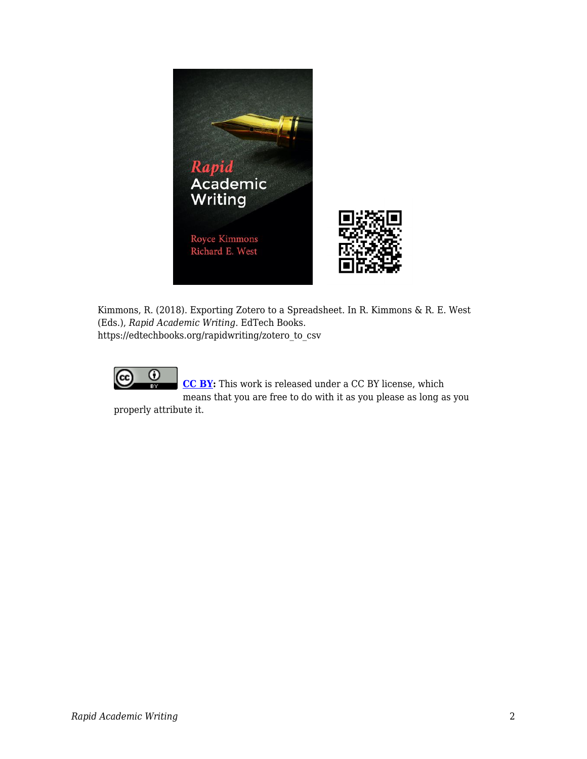Kimmons, R. (2018). Exporting Zotero to a Spreadsheet. In R. Kimmons & R. E. West (Eds.), *Rapid Academic Writing*. EdTech Books. https://edtechbooks.org/rapidwriting/zotero_to_csv

**CC BY:** This work is released under a CC BY license, which means that you are free to do with it as you please as long as you properly attribute it.